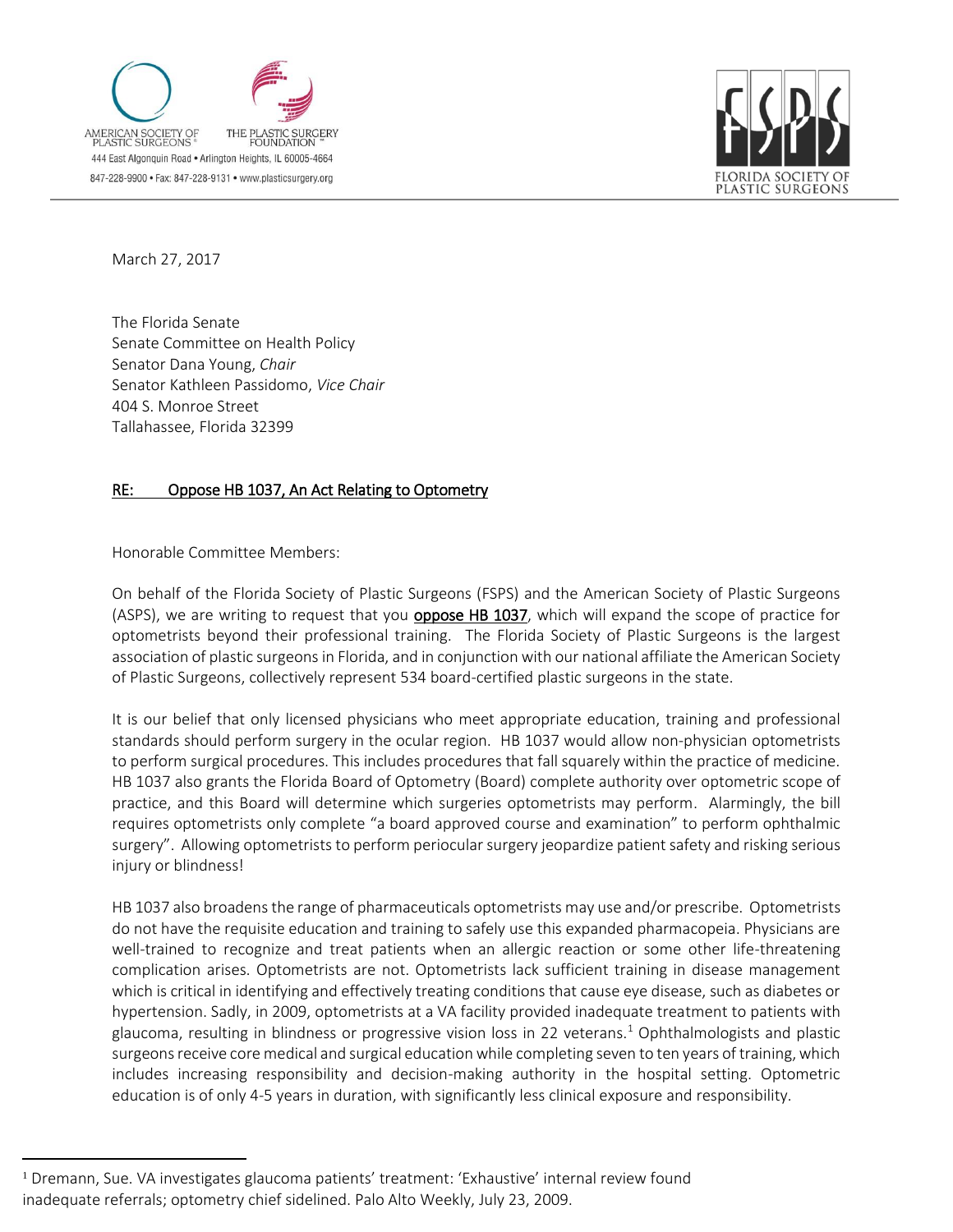AMERICAN SOCIETY OF PLASTIC SURGEONS®

THE PLASTIC SURGERY FOUNDATION™

444 East Algonquin Road • Arlington Heights, IL 60005-4664

847-228-9900 • Fax: 847-228-9131 • www.plasticsurgery.org

FSPS FLORIDA SOCIETY OF PLASTIC SURGEONS

March 27, 2017

The Florida Senate
Senate Committee on Health Policy
Senator Dana Young, *Chair*
Senator Kathleen Passidomo, *Vice Chair*
404 S. Monroe Street
Tallahassee, Florida 32399

RE: Oppose HB 1037, An Act Relating to Optometry

Honorable Committee Members:

On behalf of the Florida Society of Plastic Surgeons (FSPS) and the American Society of Plastic Surgeons (ASPS), we are writing to request that you **oppose HB 1037**, which will expand the scope of practice for optometrists beyond their professional training. The Florida Society of Plastic Surgeons is the largest association of plastic surgeons in Florida, and in conjunction with our national affiliate the American Society of Plastic Surgeons, collectively represent 534 board-certified plastic surgeons in the state.

It is our belief that only licensed physicians who meet appropriate education, training and professional standards should perform surgery in the ocular region. HB 1037 would allow non-physician optometrists to perform surgical procedures. This includes procedures that fall squarely within the practice of medicine. HB 1037 also grants the Florida Board of Optometry (Board) complete authority over optometric scope of practice, and this Board will determine which surgeries optometrists may perform. Alarmingly, the bill requires optometrists only complete "a board approved course and examination" to perform ophthalmic surgery". Allowing optometrists to perform periocular surgery jeopardize patient safety and risking serious injury or blindness!

HB 1037 also broadens the range of pharmaceuticals optometrists may use and/or prescribe. Optometrists do not have the requisite education and training to safely use this expanded pharmacopeia. Physicians are well-trained to recognize and treat patients when an allergic reaction or some other life-threatening complication arises. Optometrists are not. Optometrists lack sufficient training in disease management which is critical in identifying and effectively treating conditions that cause eye disease, such as diabetes or hypertension. Sadly, in 2009, optometrists at a VA facility provided inadequate treatment to patients with glaucoma, resulting in blindness or progressive vision loss in 22 veterans.[1] Ophthalmologists and plastic surgeons receive core medical and surgical education while completing seven to ten years of training, which includes increasing responsibility and decision-making authority in the hospital setting. Optometric education is of only 4-5 years in duration, with significantly less clinical exposure and responsibility.

[1] Dremann, Sue. VA investigates glaucoma patients' treatment: 'Exhaustive' internal review found inadequate referrals; optometry chief sidelined. Palo Alto Weekly, July 23, 2009.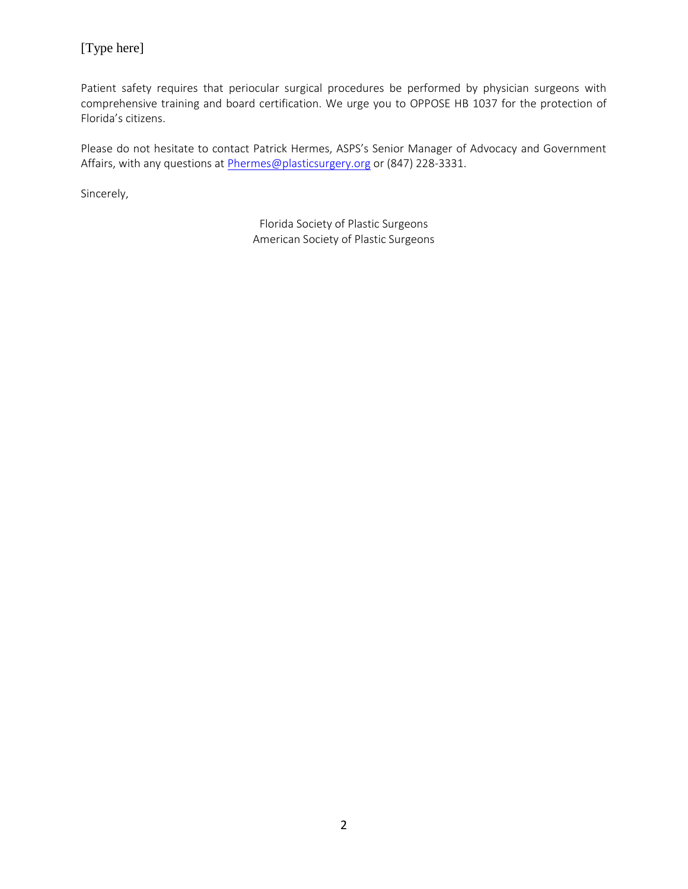[Type here]

Patient safety requires that periocular surgical procedures be performed by physician surgeons with comprehensive training and board certification. We urge you to OPPOSE HB 1037 for the protection of Florida's citizens.

Please do not hesitate to contact Patrick Hermes, ASPS's Senior Manager of Advocacy and Government Affairs, with any questions at Phermes@plasticsurgery.org or (847) 228-3331.

Sincerely,

Florida Society of Plastic Surgeons
American Society of Plastic Surgeons